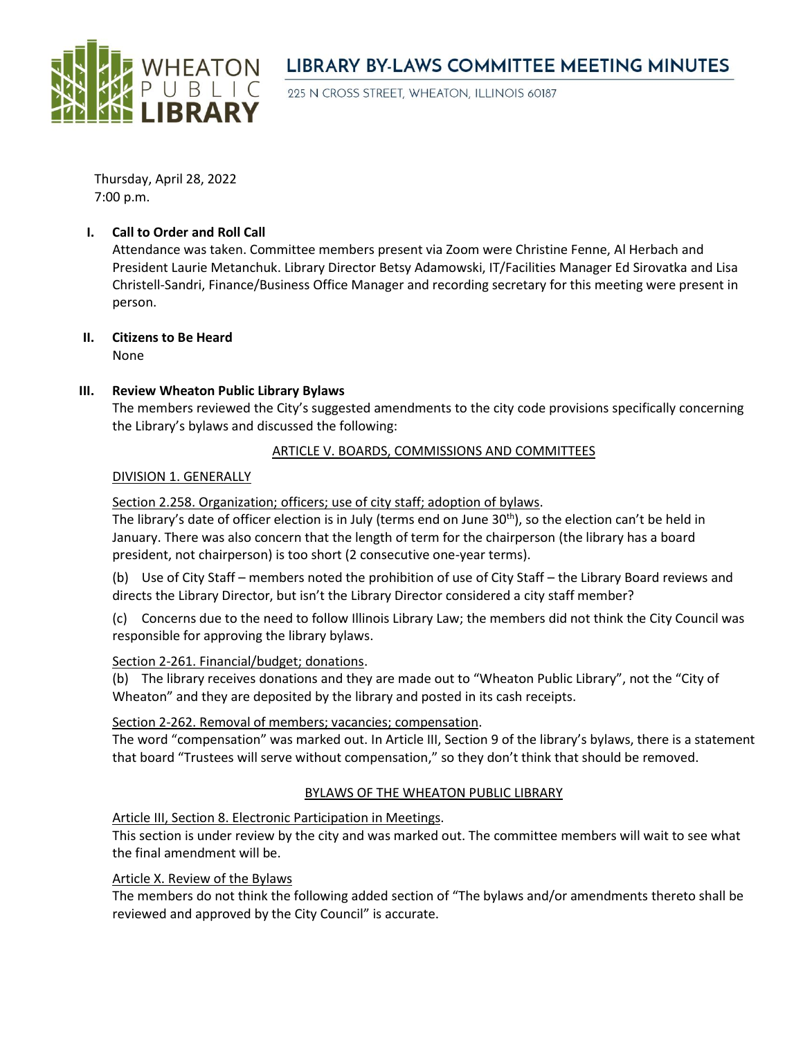# LIBRARY BY-LAWS COMMITTEE MEETING MINUTES

WHEATON PUBLIC LIBRARY

225 N CROSS STREET, WHEATON, ILLINOIS 60187

Thursday, April 28, 2022
7:00 p.m.

## I. Call to Order and Roll Call

Attendance was taken. Committee members present via Zoom were Christine Fenne, Al Herbach and President Laurie Metanchuk. Library Director Betsy Adamowski, IT/Facilities Manager Ed Sirovatka and Lisa Christell-Sandri, Finance/Business Office Manager and recording secretary for this meeting were present in person.

## II. Citizens to Be Heard

None

## III. Review Wheaton Public Library Bylaws

The members reviewed the City's suggested amendments to the city code provisions specifically concerning the Library's bylaws and discussed the following:

ARTICLE V. BOARDS, COMMISSIONS AND COMMITTEES

DIVISION 1. GENERALLY

Section 2.258. Organization; officers; use of city staff; adoption of bylaws.

The library's date of officer election is in July (terms end on June 30th), so the election can't be held in January. There was also concern that the length of term for the chairperson (the library has a board president, not chairperson) is too short (2 consecutive one-year terms).

(b) Use of City Staff – members noted the prohibition of use of City Staff – the Library Board reviews and directs the Library Director, but isn't the Library Director considered a city staff member?

(c) Concerns due to the need to follow Illinois Library Law; the members did not think the City Council was responsible for approving the library bylaws.

Section 2-261. Financial/budget; donations.

(b) The library receives donations and they are made out to "Wheaton Public Library", not the "City of Wheaton" and they are deposited by the library and posted in its cash receipts.

Section 2-262. Removal of members; vacancies; compensation.

The word "compensation" was marked out. In Article III, Section 9 of the library's bylaws, there is a statement that board "Trustees will serve without compensation," so they don't think that should be removed.

BYLAWS OF THE WHEATON PUBLIC LIBRARY

Article III, Section 8. Electronic Participation in Meetings.

This section is under review by the city and was marked out. The committee members will wait to see what the final amendment will be.

Article X. Review of the Bylaws

The members do not think the following added section of "The bylaws and/or amendments thereto shall be reviewed and approved by the City Council" is accurate.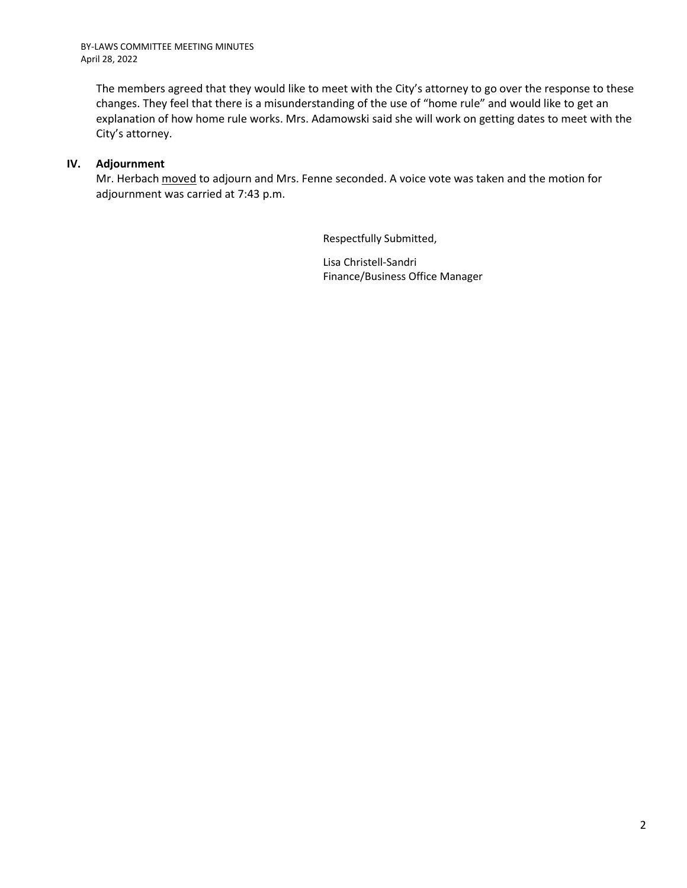The members agreed that they would like to meet with the City's attorney to go over the response to these changes. They feel that there is a misunderstanding of the use of "home rule" and would like to get an explanation of how home rule works. Mrs. Adamowski said she will work on getting dates to meet with the City's attorney.

## IV. Adjournment

Mr. Herbach moved to adjourn and Mrs. Fenne seconded. A voice vote was taken and the motion for adjournment was carried at 7:43 p.m.

Respectfully Submitted,

Lisa Christell-Sandri
Finance/Business Office Manager